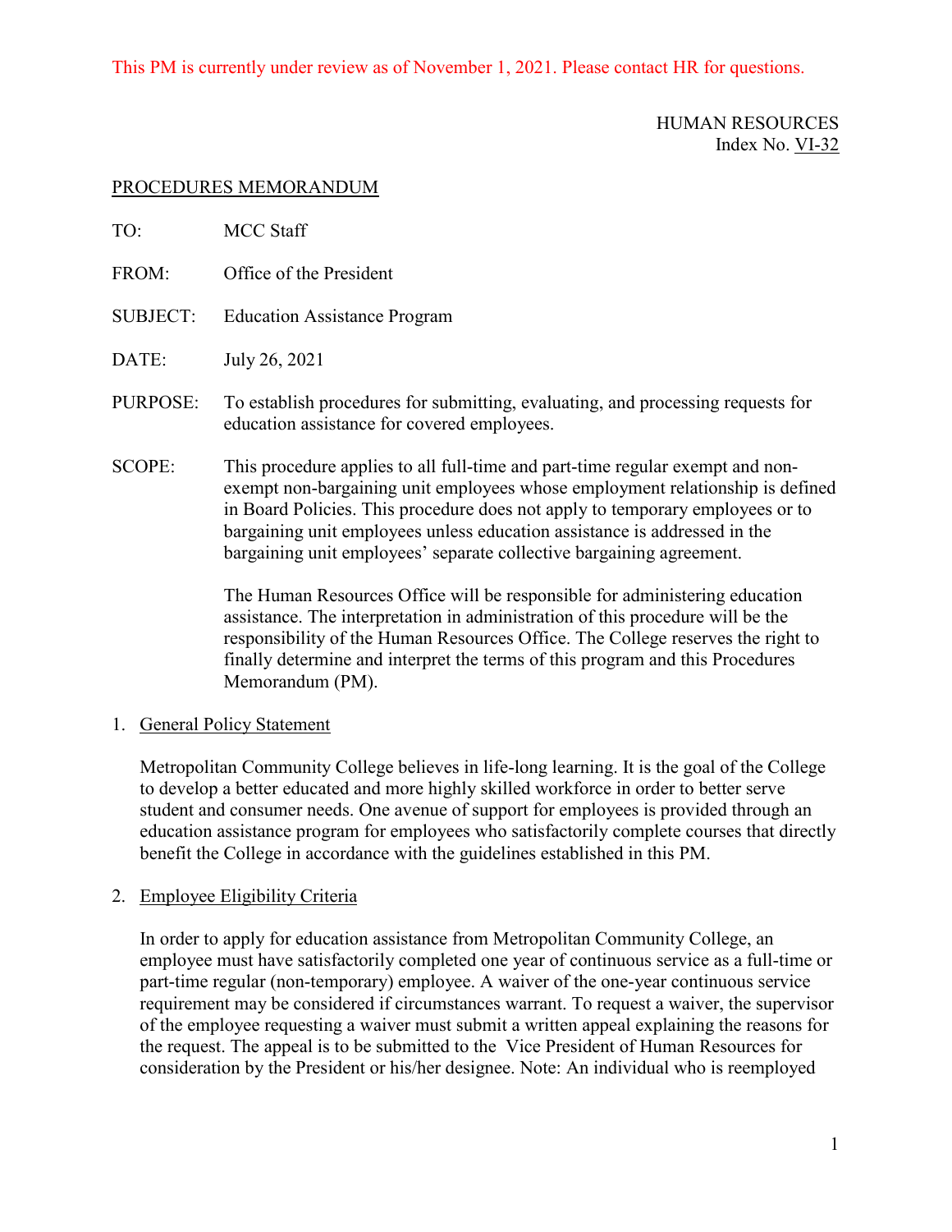This PM is currently under review as of November 1, 2021. Please contact HR for questions.

HUMAN RESOURCES
Index No. VI-32

PROCEDURES MEMORANDUM

TO: MCC Staff

FROM: Office of the President

SUBJECT: Education Assistance Program

DATE: July 26, 2021

PURPOSE: To establish procedures for submitting, evaluating, and processing requests for education assistance for covered employees.

SCOPE: This procedure applies to all full-time and part-time regular exempt and non-exempt non-bargaining unit employees whose employment relationship is defined in Board Policies. This procedure does not apply to temporary employees or to bargaining unit employees unless education assistance is addressed in the bargaining unit employees' separate collective bargaining agreement.

The Human Resources Office will be responsible for administering education assistance. The interpretation in administration of this procedure will be the responsibility of the Human Resources Office. The College reserves the right to finally determine and interpret the terms of this program and this Procedures Memorandum (PM).

1. General Policy Statement

   Metropolitan Community College believes in life-long learning. It is the goal of the College to develop a better educated and more highly skilled workforce in order to better serve student and consumer needs. One avenue of support for employees is provided through an education assistance program for employees who satisfactorily complete courses that directly benefit the College in accordance with the guidelines established in this PM.

2. Employee Eligibility Criteria

   In order to apply for education assistance from Metropolitan Community College, an employee must have satisfactorily completed one year of continuous service as a full-time or part-time regular (non-temporary) employee. A waiver of the one-year continuous service requirement may be considered if circumstances warrant. To request a waiver, the supervisor of the employee requesting a waiver must submit a written appeal explaining the reasons for the request. The appeal is to be submitted to the Vice President of Human Resources for consideration by the President or his/her designee. Note: An individual who is reemployed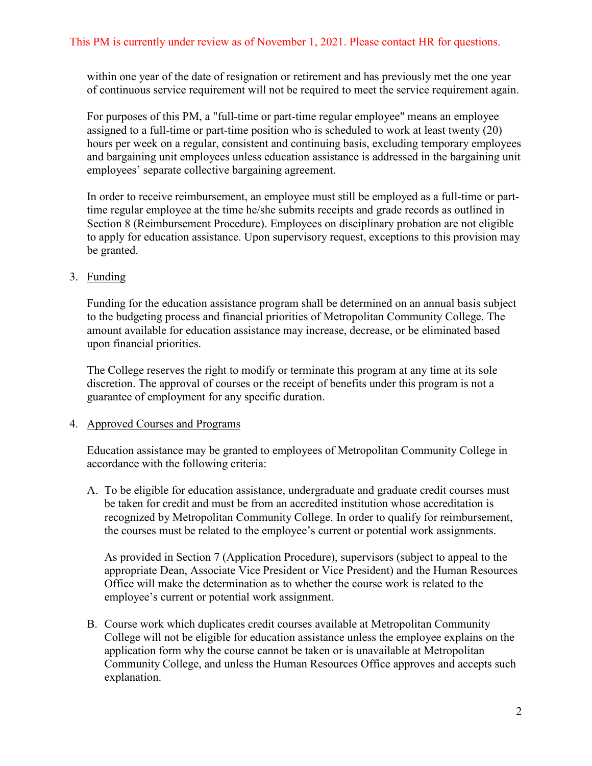This PM is currently under review as of November 1, 2021. Please contact HR for questions.

within one year of the date of resignation or retirement and has previously met the one year of continuous service requirement will not be required to meet the service requirement again.

For purposes of this PM, a "full-time or part-time regular employee" means an employee assigned to a full-time or part-time position who is scheduled to work at least twenty (20) hours per week on a regular, consistent and continuing basis, excluding temporary employees and bargaining unit employees unless education assistance is addressed in the bargaining unit employees' separate collective bargaining agreement.

In order to receive reimbursement, an employee must still be employed as a full-time or part-time regular employee at the time he/she submits receipts and grade records as outlined in Section 8 (Reimbursement Procedure). Employees on disciplinary probation are not eligible to apply for education assistance. Upon supervisory request, exceptions to this provision may be granted.

3. Funding

   Funding for the education assistance program shall be determined on an annual basis subject to the budgeting process and financial priorities of Metropolitan Community College. The amount available for education assistance may increase, decrease, or be eliminated based upon financial priorities.

   The College reserves the right to modify or terminate this program at any time at its sole discretion. The approval of courses or the receipt of benefits under this program is not a guarantee of employment for any specific duration.

4. Approved Courses and Programs

   Education assistance may be granted to employees of Metropolitan Community College in accordance with the following criteria:

   A. To be eligible for education assistance, undergraduate and graduate credit courses must be taken for credit and must be from an accredited institution whose accreditation is recognized by Metropolitan Community College. In order to qualify for reimbursement, the courses must be related to the employee's current or potential work assignments.

      As provided in Section 7 (Application Procedure), supervisors (subject to appeal to the appropriate Dean, Associate Vice President or Vice President) and the Human Resources Office will make the determination as to whether the course work is related to the employee's current or potential work assignment.

   B. Course work which duplicates credit courses available at Metropolitan Community College will not be eligible for education assistance unless the employee explains on the application form why the course cannot be taken or is unavailable at Metropolitan Community College, and unless the Human Resources Office approves and accepts such explanation.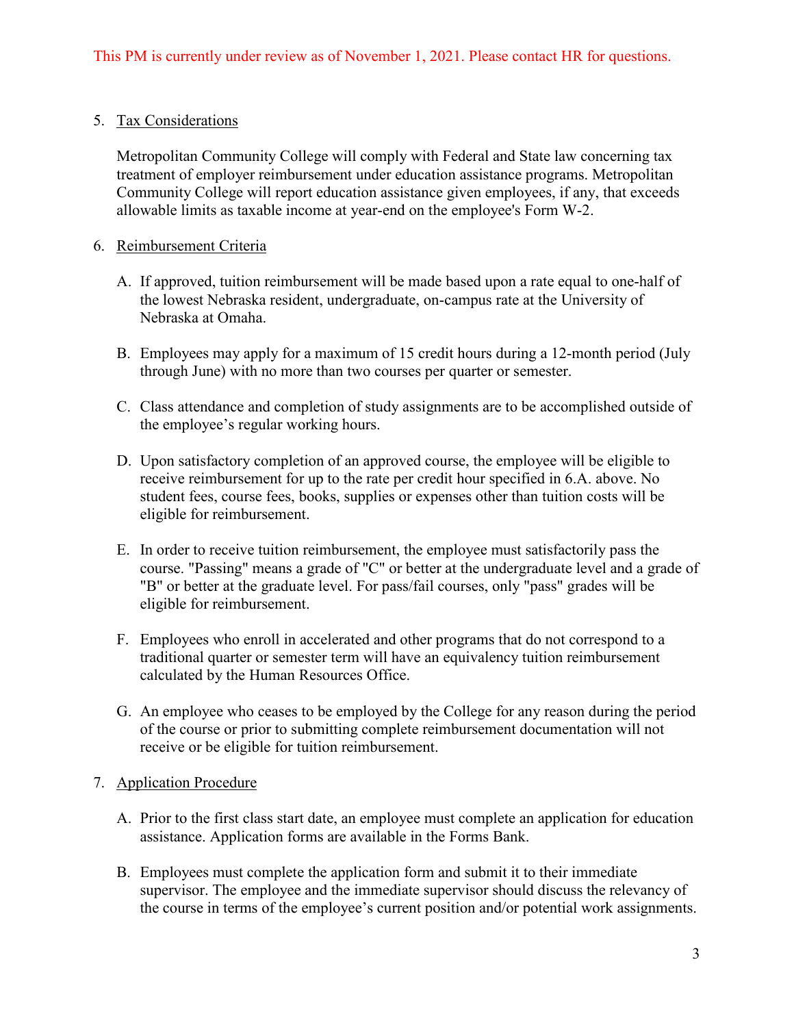This PM is currently under review as of November 1, 2021. Please contact HR for questions.

5. Tax Considerations

   Metropolitan Community College will comply with Federal and State law concerning tax treatment of employer reimbursement under education assistance programs. Metropolitan Community College will report education assistance given employees, if any, that exceeds allowable limits as taxable income at year-end on the employee's Form W-2.

6. Reimbursement Criteria

   A. If approved, tuition reimbursement will be made based upon a rate equal to one-half of the lowest Nebraska resident, undergraduate, on-campus rate at the University of Nebraska at Omaha.

   B. Employees may apply for a maximum of 15 credit hours during a 12-month period (July through June) with no more than two courses per quarter or semester.

   C. Class attendance and completion of study assignments are to be accomplished outside of the employee's regular working hours.

   D. Upon satisfactory completion of an approved course, the employee will be eligible to receive reimbursement for up to the rate per credit hour specified in 6.A. above. No student fees, course fees, books, supplies or expenses other than tuition costs will be eligible for reimbursement.

   E. In order to receive tuition reimbursement, the employee must satisfactorily pass the course. "Passing" means a grade of "C" or better at the undergraduate level and a grade of "B" or better at the graduate level. For pass/fail courses, only "pass" grades will be eligible for reimbursement.

   F. Employees who enroll in accelerated and other programs that do not correspond to a traditional quarter or semester term will have an equivalency tuition reimbursement calculated by the Human Resources Office.

   G. An employee who ceases to be employed by the College for any reason during the period of the course or prior to submitting complete reimbursement documentation will not receive or be eligible for tuition reimbursement.

7. Application Procedure

   A. Prior to the first class start date, an employee must complete an application for education assistance. Application forms are available in the Forms Bank.

   B. Employees must complete the application form and submit it to their immediate supervisor. The employee and the immediate supervisor should discuss the relevancy of the course in terms of the employee's current position and/or potential work assignments.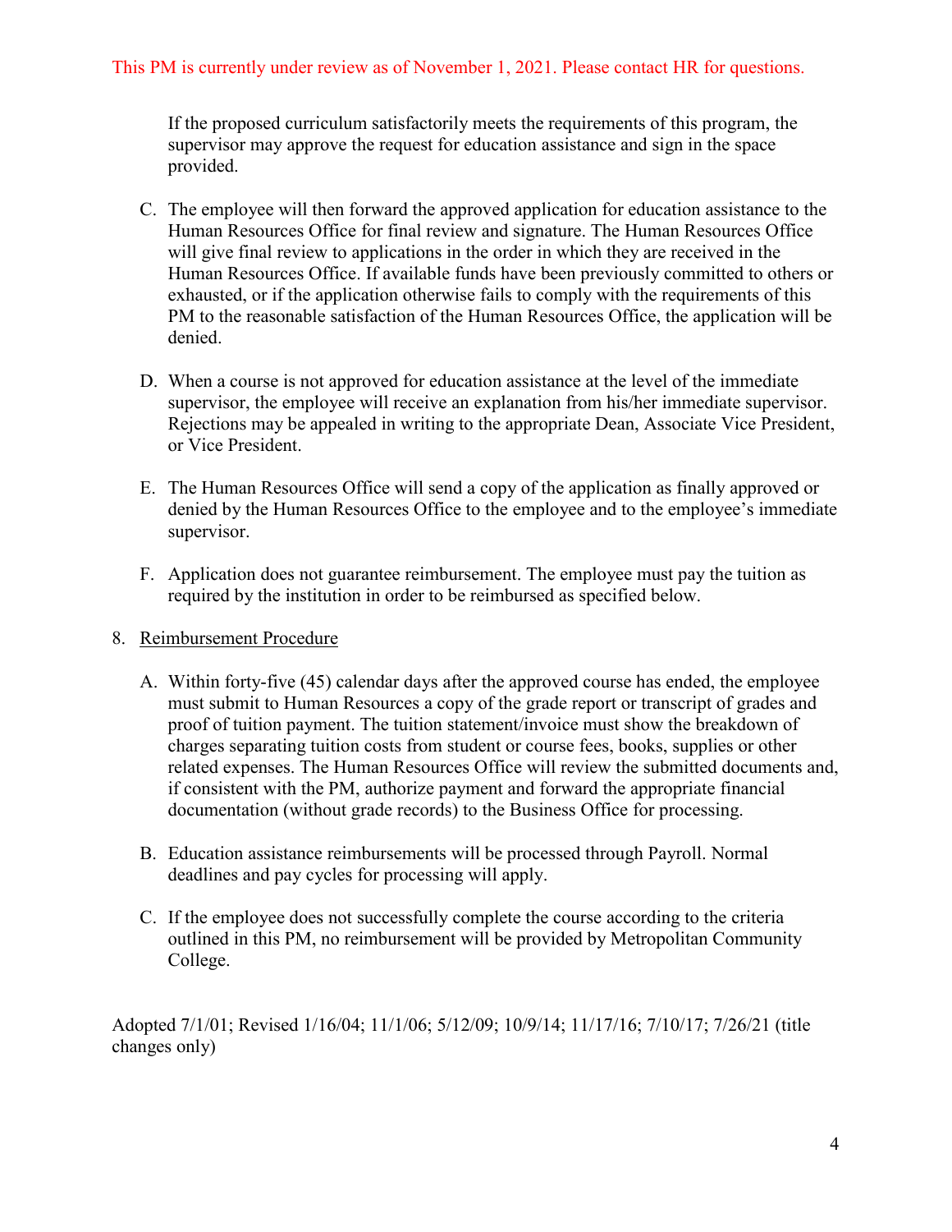This PM is currently under review as of November 1, 2021. Please contact HR for questions.

If the proposed curriculum satisfactorily meets the requirements of this program, the supervisor may approve the request for education assistance and sign in the space provided.

C. The employee will then forward the approved application for education assistance to the Human Resources Office for final review and signature. The Human Resources Office will give final review to applications in the order in which they are received in the Human Resources Office. If available funds have been previously committed to others or exhausted, or if the application otherwise fails to comply with the requirements of this PM to the reasonable satisfaction of the Human Resources Office, the application will be denied.

D. When a course is not approved for education assistance at the level of the immediate supervisor, the employee will receive an explanation from his/her immediate supervisor. Rejections may be appealed in writing to the appropriate Dean, Associate Vice President, or Vice President.

E. The Human Resources Office will send a copy of the application as finally approved or denied by the Human Resources Office to the employee and to the employee's immediate supervisor.

F. Application does not guarantee reimbursement. The employee must pay the tuition as required by the institution in order to be reimbursed as specified below.

8. Reimbursement Procedure

A. Within forty-five (45) calendar days after the approved course has ended, the employee must submit to Human Resources a copy of the grade report or transcript of grades and proof of tuition payment. The tuition statement/invoice must show the breakdown of charges separating tuition costs from student or course fees, books, supplies or other related expenses. The Human Resources Office will review the submitted documents and, if consistent with the PM, authorize payment and forward the appropriate financial documentation (without grade records) to the Business Office for processing.

B. Education assistance reimbursements will be processed through Payroll. Normal deadlines and pay cycles for processing will apply.

C. If the employee does not successfully complete the course according to the criteria outlined in this PM, no reimbursement will be provided by Metropolitan Community College.

Adopted 7/1/01; Revised 1/16/04; 11/1/06; 5/12/09; 10/9/14; 11/17/16; 7/10/17; 7/26/21 (title changes only)